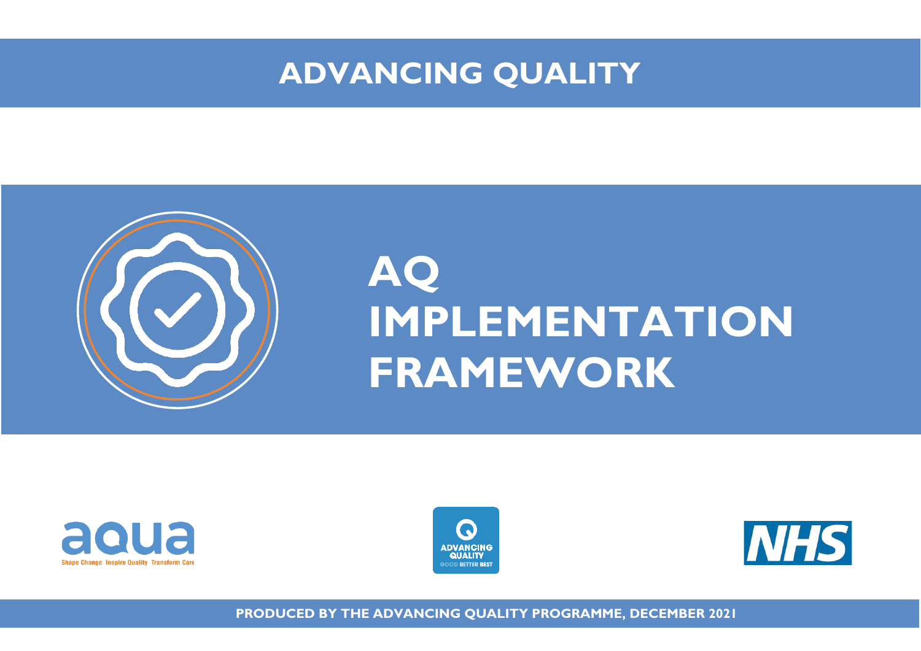# ADVANCING QUALITY

# AQ IMPLEMENTATION FRAMEWORK

PRODUCED BY THE ADVANCING QUALITY PROGRAMME, DECEMBER 2021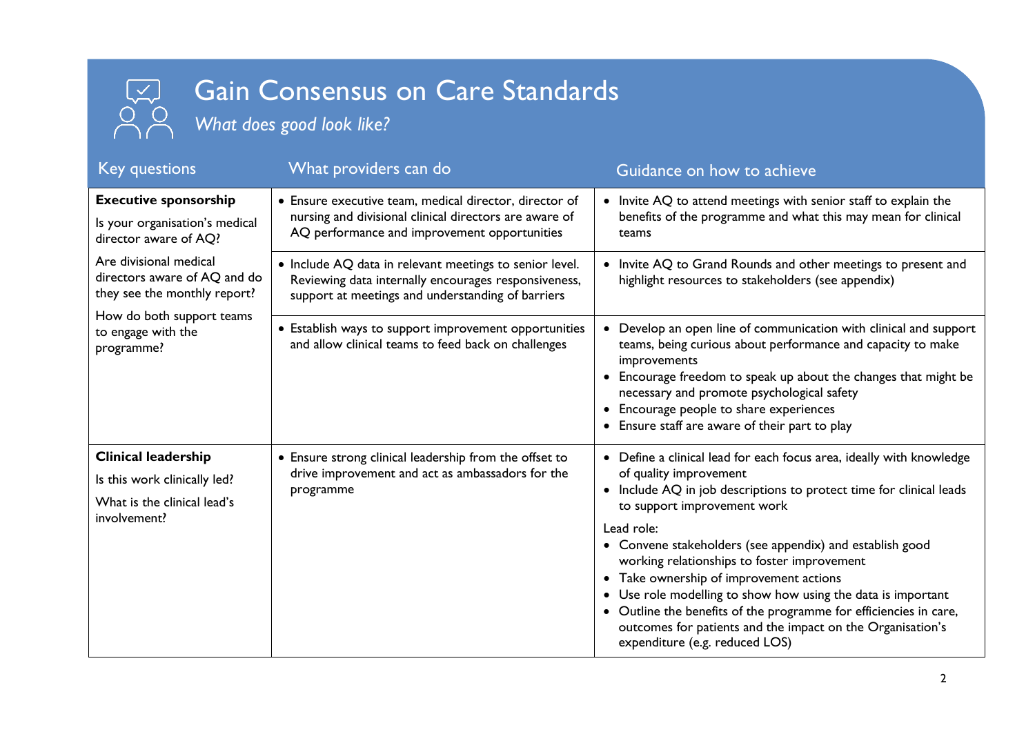# Gain Consensus on Care Standards

*What does good look like?*

| Key questions | What providers can do | Guidance on how to achieve |
|---|---|---|
| **Executive sponsorship**<br><br>Is your organisation's medical director aware of AQ?<br><br>Are divisional medical directors aware of AQ and do they see the monthly report?<br><br>How do both support teams to engage with the programme? | • Ensure executive team, medical director, director of nursing and divisional clinical directors are aware of AQ performance and improvement opportunities | • Invite AQ to attend meetings with senior staff to explain the benefits of the programme and what this may mean for clinical teams |
| | • Include AQ data in relevant meetings to senior level. Reviewing data internally encourages responsiveness, support at meetings and understanding of barriers | • Invite AQ to Grand Rounds and other meetings to present and highlight resources to stakeholders (see appendix) |
| | • Establish ways to support improvement opportunities and allow clinical teams to feed back on challenges | • Develop an open line of communication with clinical and support teams, being curious about performance and capacity to make improvements<br>• Encourage freedom to speak up about the changes that might be necessary and promote psychological safety<br>• Encourage people to share experiences<br>• Ensure staff are aware of their part to play |
| **Clinical leadership**<br><br>Is this work clinically led?<br><br>What is the clinical lead's involvement? | • Ensure strong clinical leadership from the offset to drive improvement and act as ambassadors for the programme | • Define a clinical lead for each focus area, ideally with knowledge of quality improvement<br>• Include AQ in job descriptions to protect time for clinical leads to support improvement work<br><br>Lead role:<br>• Convene stakeholders (see appendix) and establish good working relationships to foster improvement<br>• Take ownership of improvement actions<br>• Use role modelling to show how using the data is important<br>• Outline the benefits of the programme for efficiencies in care, outcomes for patients and the impact on the Organisation's expenditure (e.g. reduced LOS) |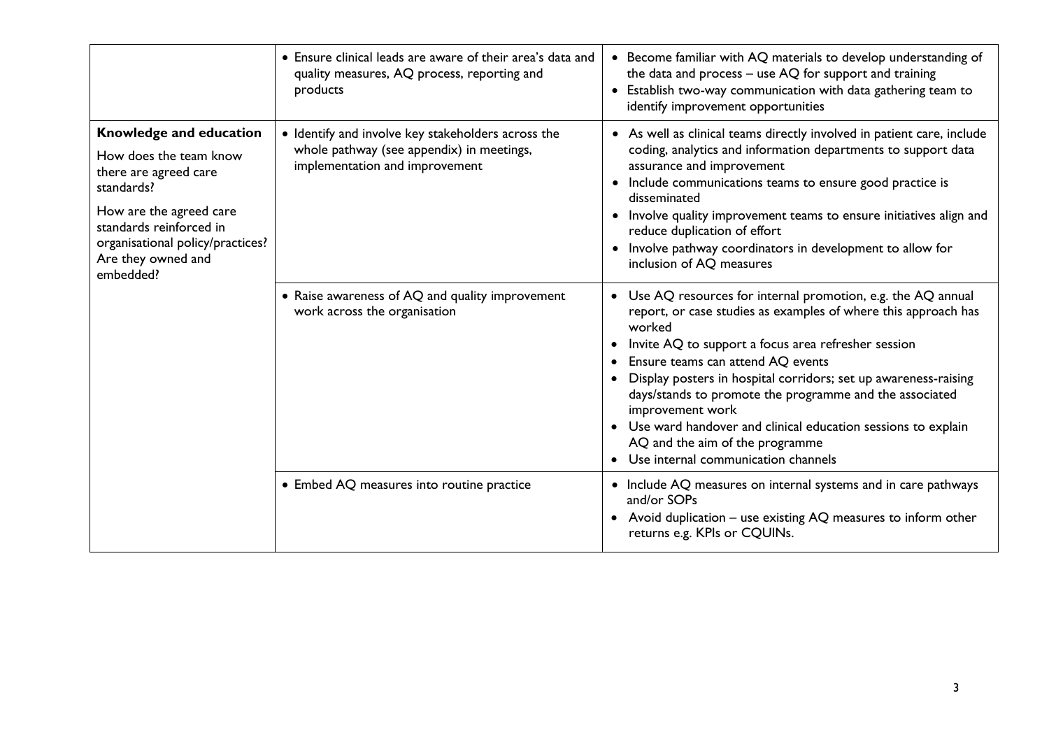| | | |
|---|---|---|
| | • Ensure clinical leads are aware of their area's data and quality measures, AQ process, reporting and products | • Become familiar with AQ materials to develop understanding of the data and process – use AQ for support and training<br>• Establish two-way communication with data gathering team to identify improvement opportunities |
| **Knowledge and education**<br><br>How does the team know there are agreed care standards?<br><br>How are the agreed care standards reinforced in organisational policy/practices? Are they owned and embedded? | • Identify and involve key stakeholders across the whole pathway (see appendix) in meetings, implementation and improvement | • As well as clinical teams directly involved in patient care, include coding, analytics and information departments to support data assurance and improvement<br>• Include communications teams to ensure good practice is disseminated<br>• Involve quality improvement teams to ensure initiatives align and reduce duplication of effort<br>• Involve pathway coordinators in development to allow for inclusion of AQ measures |
| | • Raise awareness of AQ and quality improvement work across the organisation | • Use AQ resources for internal promotion, e.g. the AQ annual report, or case studies as examples of where this approach has worked<br>• Invite AQ to support a focus area refresher session<br>• Ensure teams can attend AQ events<br>• Display posters in hospital corridors; set up awareness-raising days/stands to promote the programme and the associated improvement work<br>• Use ward handover and clinical education sessions to explain AQ and the aim of the programme<br>• Use internal communication channels |
| | • Embed AQ measures into routine practice | • Include AQ measures on internal systems and in care pathways and/or SOPs<br>• Avoid duplication – use existing AQ measures to inform other returns e.g. KPIs or CQUINs. |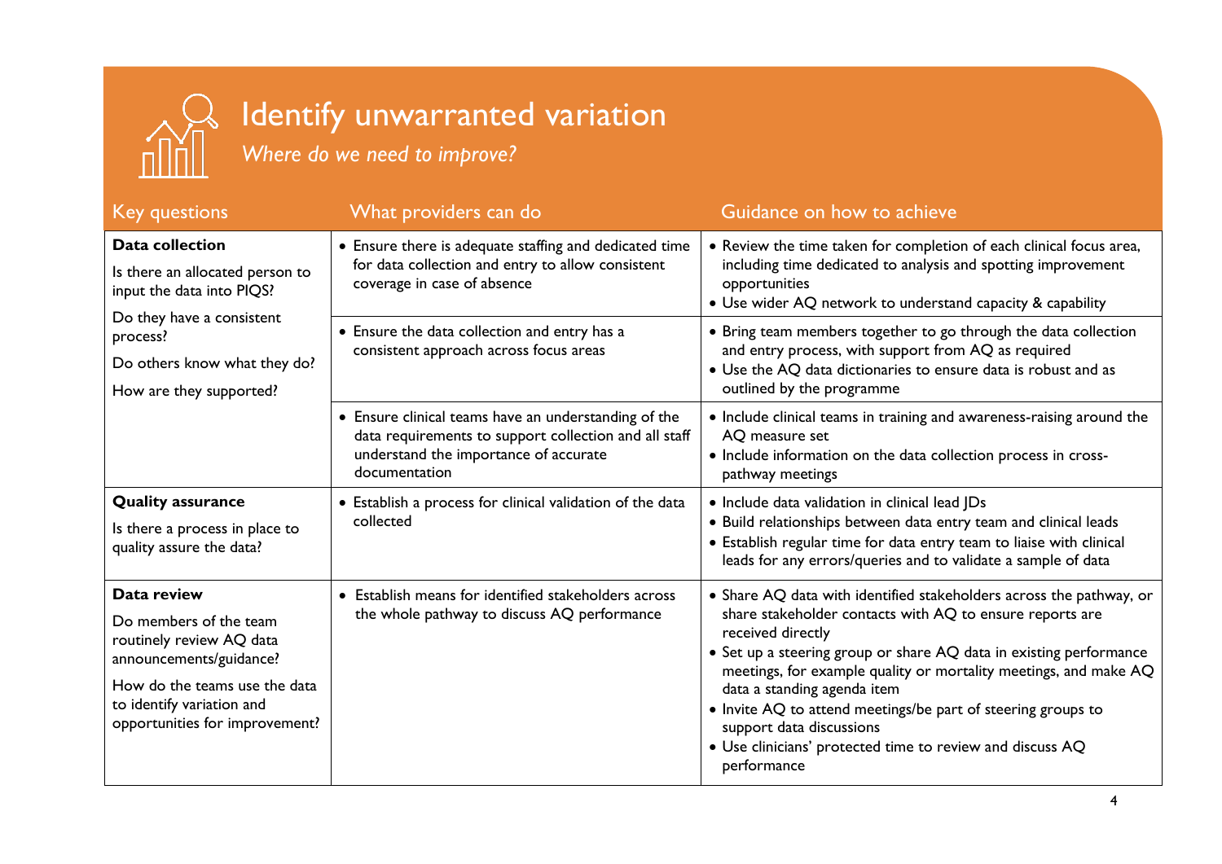# Identify unwarranted variation

*Where do we need to improve?*

| Key questions | What providers can do | Guidance on how to achieve |
| --- | --- | --- |
| **Data collection**<br>Is there an allocated person to input the data into PIQS?<br>Do they have a consistent process?<br>Do others know what they do?<br>How are they supported? | • Ensure there is adequate staffing and dedicated time for data collection and entry to allow consistent coverage in case of absence | • Review the time taken for completion of each clinical focus area, including time dedicated to analysis and spotting improvement opportunities<br>• Use wider AQ network to understand capacity & capability |
| | • Ensure the data collection and entry has a consistent approach across focus areas | • Bring team members together to go through the data collection and entry process, with support from AQ as required<br>• Use the AQ data dictionaries to ensure data is robust and as outlined by the programme |
| | • Ensure clinical teams have an understanding of the data requirements to support collection and all staff understand the importance of accurate documentation | • Include clinical teams in training and awareness-raising around the AQ measure set<br>• Include information on the data collection process in cross-pathway meetings |
| **Quality assurance**<br>Is there a process in place to quality assure the data? | • Establish a process for clinical validation of the data collected | • Include data validation in clinical lead JDs<br>• Build relationships between data entry team and clinical leads<br>• Establish regular time for data entry team to liaise with clinical leads for any errors/queries and to validate a sample of data |
| **Data review**<br>Do members of the team routinely review AQ data announcements/guidance?<br>How do the teams use the data to identify variation and opportunities for improvement? | • Establish means for identified stakeholders across the whole pathway to discuss AQ performance | • Share AQ data with identified stakeholders across the pathway, or share stakeholder contacts with AQ to ensure reports are received directly<br>• Set up a steering group or share AQ data in existing performance meetings, for example quality or mortality meetings, and make AQ data a standing agenda item<br>• Invite AQ to attend meetings/be part of steering groups to support data discussions<br>• Use clinicians' protected time to review and discuss AQ performance |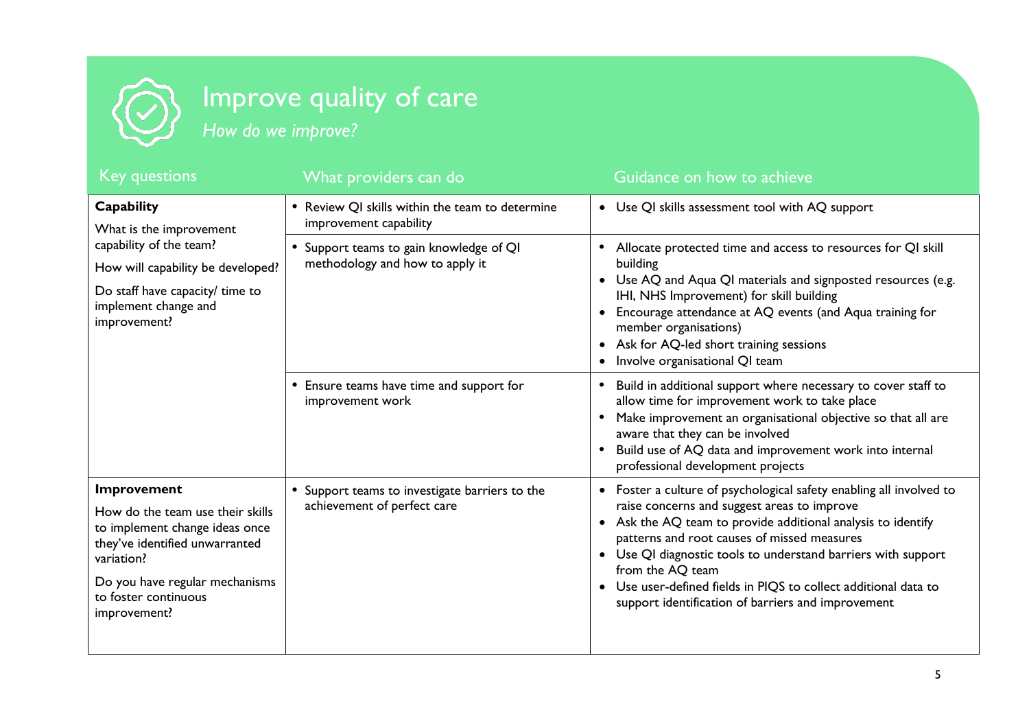# Improve quality of care

*How do we improve?*

| Key questions | What providers can do | Guidance on how to achieve |
|---|---|---|
| **Capability**<br>What is the improvement capability of the team?<br>How will capability be developed?<br>Do staff have capacity/ time to implement change and improvement? | • Review QI skills within the team to determine improvement capability | • Use QI skills assessment tool with AQ support |
| | • Support teams to gain knowledge of QI methodology and how to apply it | • Allocate protected time and access to resources for QI skill building<br>• Use AQ and Aqua QI materials and signposted resources (e.g. IHI, NHS Improvement) for skill building<br>• Encourage attendance at AQ events (and Aqua training for member organisations)<br>• Ask for AQ-led short training sessions<br>• Involve organisational QI team |
| | • Ensure teams have time and support for improvement work | • Build in additional support where necessary to cover staff to allow time for improvement work to take place<br>• Make improvement an organisational objective so that all are aware that they can be involved<br>• Build use of AQ data and improvement work into internal professional development projects |
| **Improvement**<br>How do the team use their skills to implement change ideas once they've identified unwarranted variation?<br>Do you have regular mechanisms to foster continuous improvement? | • Support teams to investigate barriers to the achievement of perfect care | • Foster a culture of psychological safety enabling all involved to raise concerns and suggest areas to improve<br>• Ask the AQ team to provide additional analysis to identify patterns and root causes of missed measures<br>• Use QI diagnostic tools to understand barriers with support from the AQ team<br>• Use user-defined fields in PIQS to collect additional data to support identification of barriers and improvement |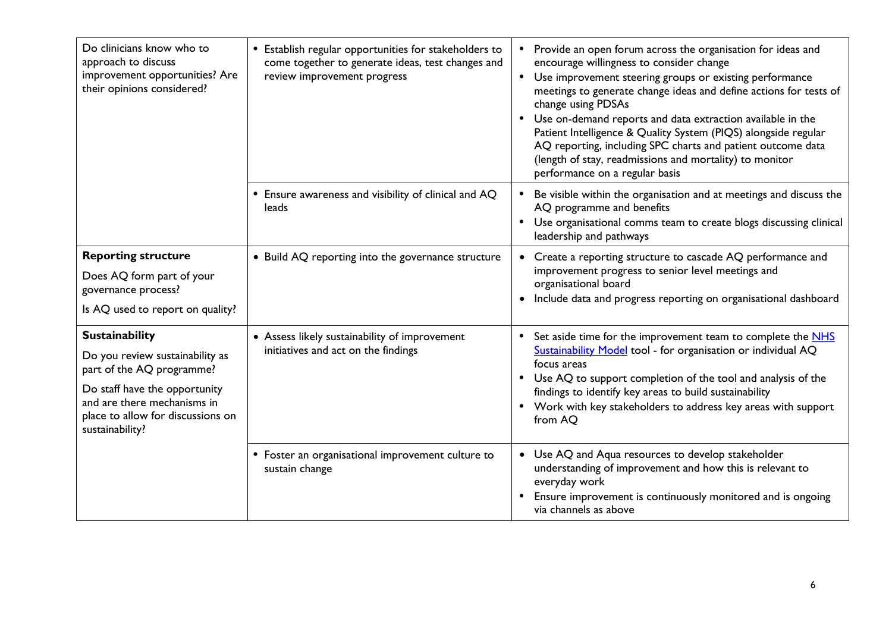| | | |
|---|---|---|
| Do clinicians know who to approach to discuss improvement opportunities? Are their opinions considered? | • Establish regular opportunities for stakeholders to come together to generate ideas, test changes and review improvement progress | • Provide an open forum across the organisation for ideas and encourage willingness to consider change<br>• Use improvement steering groups or existing performance meetings to generate change ideas and define actions for tests of change using PDSAs<br>• Use on-demand reports and data extraction available in the Patient Intelligence & Quality System (PIQS) alongside regular AQ reporting, including SPC charts and patient outcome data (length of stay, readmissions and mortality) to monitor performance on a regular basis |
| | • Ensure awareness and visibility of clinical and AQ leads | • Be visible within the organisation and at meetings and discuss the AQ programme and benefits<br>• Use organisational comms team to create blogs discussing clinical leadership and pathways |
| **Reporting structure**<br>Does AQ form part of your governance process?<br>Is AQ used to report on quality? | • Build AQ reporting into the governance structure | • Create a reporting structure to cascade AQ performance and improvement progress to senior level meetings and organisational board<br>• Include data and progress reporting on organisational dashboard |
| **Sustainability**<br>Do you review sustainability as part of the AQ programme?<br>Do staff have the opportunity and are there mechanisms in place to allow for discussions on sustainability? | • Assess likely sustainability of improvement initiatives and act on the findings | • Set aside time for the improvement team to complete the [NHS Sustainability Model] tool - for organisation or individual AQ focus areas<br>• Use AQ to support completion of the tool and analysis of the findings to identify key areas to build sustainability<br>• Work with key stakeholders to address key areas with support from AQ |
| | • Foster an organisational improvement culture to sustain change | • Use AQ and Aqua resources to develop stakeholder understanding of improvement and how this is relevant to everyday work<br>• Ensure improvement is continuously monitored and is ongoing via channels as above |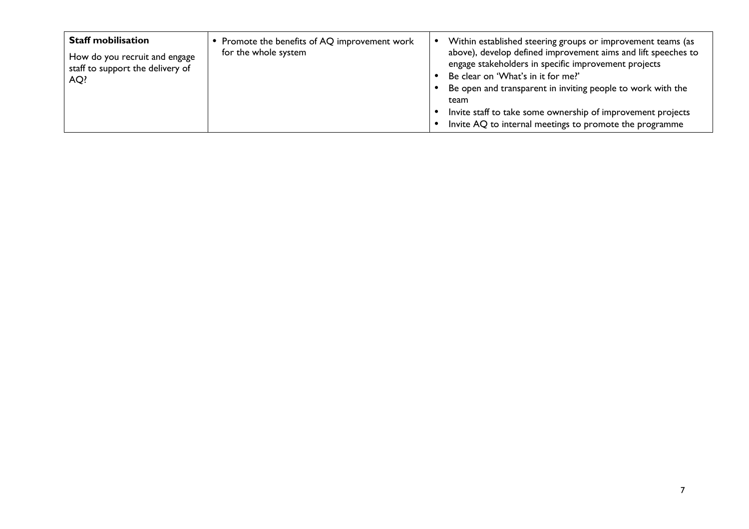| | | |
|---|---|---|
| **Staff mobilisation**<br><br>How do you recruit and engage staff to support the delivery of AQ? | • Promote the benefits of AQ improvement work for the whole system | • Within established steering groups or improvement teams (as above), develop defined improvement aims and lift speeches to engage stakeholders in specific improvement projects<br>• Be clear on 'What's in it for me?'<br>• Be open and transparent in inviting people to work with the team<br>• Invite staff to take some ownership of improvement projects<br>• Invite AQ to internal meetings to promote the programme |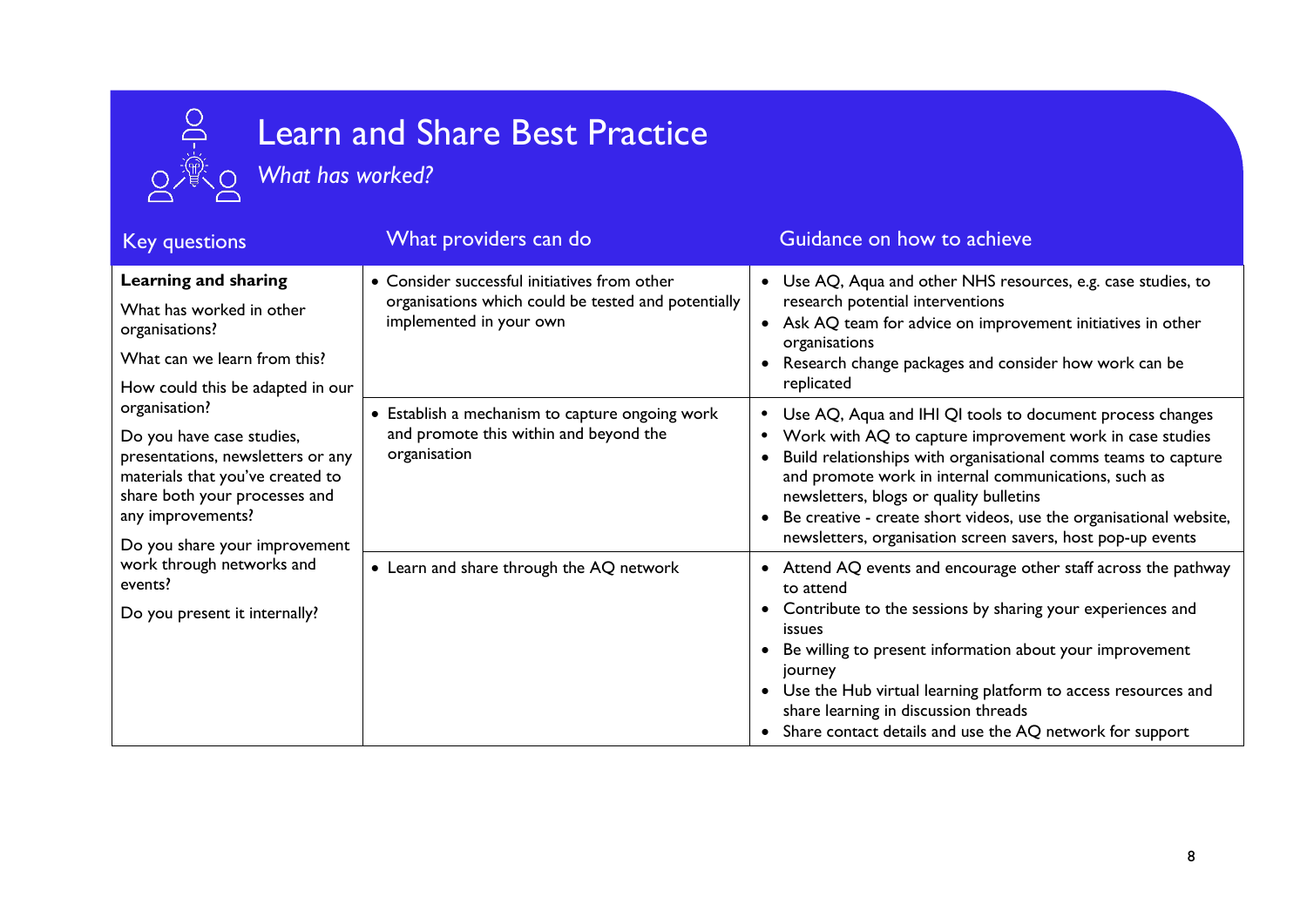# Learn and Share Best Practice

*What has worked?*

| Key questions | What providers can do | Guidance on how to achieve |
|---|---|---|
| **Learning and sharing**<br><br>What has worked in other organisations?<br><br>What can we learn from this?<br><br>How could this be adapted in our organisation?<br><br>Do you have case studies, presentations, newsletters or any materials that you've created to share both your processes and any improvements?<br><br>Do you share your improvement work through networks and events?<br><br>Do you present it internally? | • Consider successful initiatives from other organisations which could be tested and potentially implemented in your own | • Use AQ, Aqua and other NHS resources, e.g. case studies, to research potential interventions<br>• Ask AQ team for advice on improvement initiatives in other organisations<br>• Research change packages and consider how work can be replicated |
| | • Establish a mechanism to capture ongoing work and promote this within and beyond the organisation | • Use AQ, Aqua and IHI QI tools to document process changes<br>• Work with AQ to capture improvement work in case studies<br>• Build relationships with organisational comms teams to capture and promote work in internal communications, such as newsletters, blogs or quality bulletins<br>• Be creative - create short videos, use the organisational website, newsletters, organisation screen savers, host pop-up events |
| | • Learn and share through the AQ network | • Attend AQ events and encourage other staff across the pathway to attend<br>• Contribute to the sessions by sharing your experiences and issues<br>• Be willing to present information about your improvement journey<br>• Use the Hub virtual learning platform to access resources and share learning in discussion threads<br>• Share contact details and use the AQ network for support |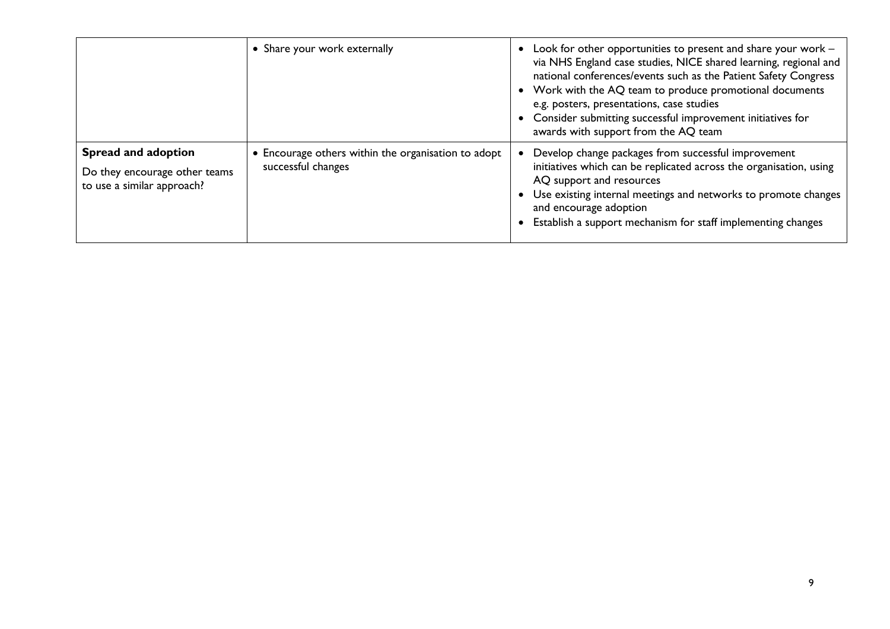| | | |
|---|---|---|
| | • Share your work externally | • Look for other opportunities to present and share your work – via NHS England case studies, NICE shared learning, regional and national conferences/events such as the Patient Safety Congress<br>• Work with the AQ team to produce promotional documents e.g. posters, presentations, case studies<br>• Consider submitting successful improvement initiatives for awards with support from the AQ team |
| **Spread and adoption**<br>Do they encourage other teams to use a similar approach? | • Encourage others within the organisation to adopt successful changes | • Develop change packages from successful improvement initiatives which can be replicated across the organisation, using AQ support and resources<br>• Use existing internal meetings and networks to promote changes and encourage adoption<br>• Establish a support mechanism for staff implementing changes |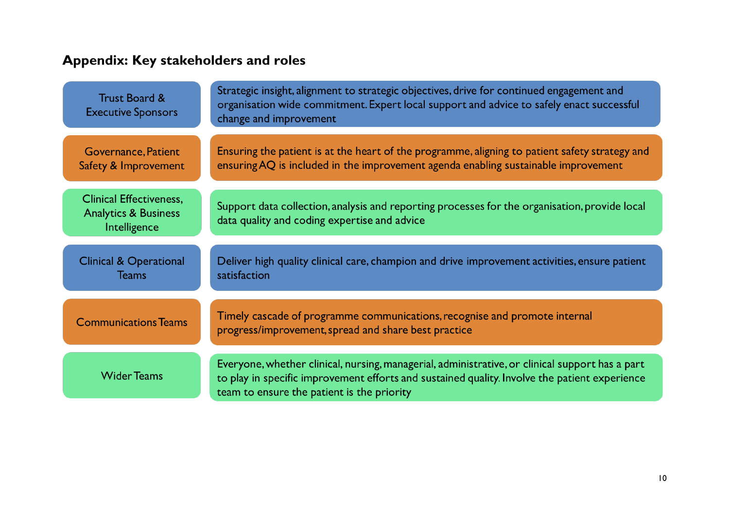## Appendix: Key stakeholders and roles

| | |
|---|---|
| Trust Board & Executive Sponsors | Strategic insight, alignment to strategic objectives, drive for continued engagement and organisation wide commitment. Expert local support and advice to safely enact successful change and improvement |
| Governance, Patient Safety & Improvement | Ensuring the patient is at the heart of the programme, aligning to patient safety strategy and ensuring AQ is included in the improvement agenda enabling sustainable improvement |
| Clinical Effectiveness, Analytics & Business Intelligence | Support data collection, analysis and reporting processes for the organisation, provide local data quality and coding expertise and advice |
| Clinical & Operational Teams | Deliver high quality clinical care, champion and drive improvement activities, ensure patient satisfaction |
| Communications Teams | Timely cascade of programme communications, recognise and promote internal progress/improvement, spread and share best practice |
| Wider Teams | Everyone, whether clinical, nursing, managerial, administrative, or clinical support has a part to play in specific improvement efforts and sustained quality. Involve the patient experience team to ensure the patient is the priority |